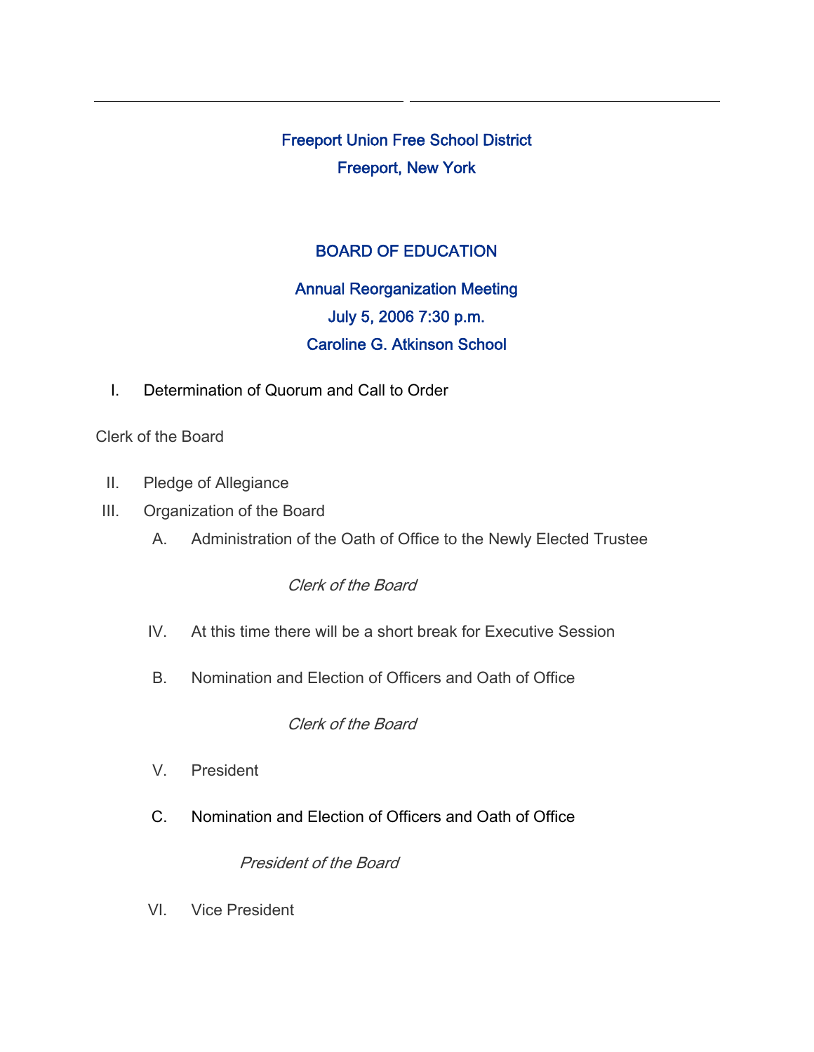# Freeport Union Free School District

## Freeport, New York

## BOARD OF EDUCATION

### Annual Reorganization Meeting

### July 5, 2006 7:30 p.m.

### Caroline G. Atkinson School

I. Determination of Quorum and Call to Order

Clerk of the Board

II. Pledge of Allegiance

III. Organization of the Board

A. Administration of the Oath of Office to the Newly Elected Trustee

*Clerk of the Board*

IV. At this time there will be a short break for Executive Session

B. Nomination and Election of Officers and Oath of Office

*Clerk of the Board*

V. President

C. Nomination and Election of Officers and Oath of Office

*President of the Board*

VI. Vice President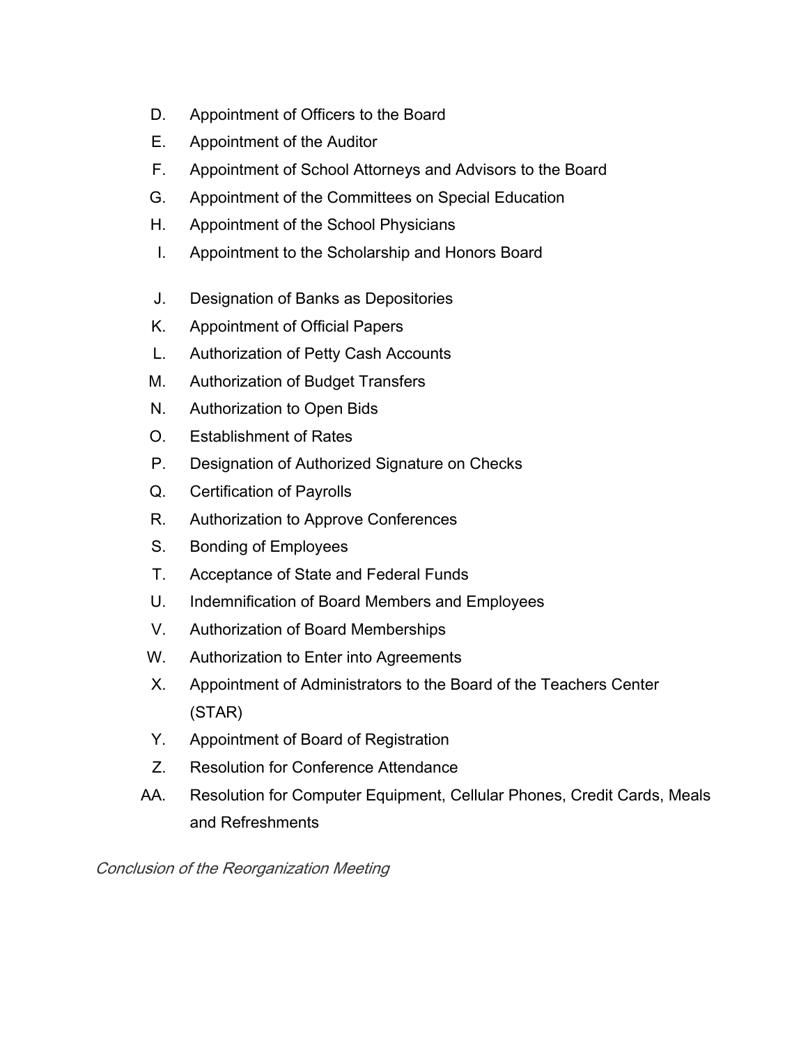D. Appointment of Officers to the Board
E. Appointment of the Auditor
F. Appointment of School Attorneys and Advisors to the Board
G. Appointment of the Committees on Special Education
H. Appointment of the School Physicians
I. Appointment to the Scholarship and Honors Board

J. Designation of Banks as Depositories
K. Appointment of Official Papers
L. Authorization of Petty Cash Accounts
M. Authorization of Budget Transfers
N. Authorization to Open Bids
O. Establishment of Rates
P. Designation of Authorized Signature on Checks
Q. Certification of Payrolls
R. Authorization to Approve Conferences
S. Bonding of Employees
T. Acceptance of State and Federal Funds
U. Indemnification of Board Members and Employees
V. Authorization of Board Memberships
W. Authorization to Enter into Agreements
X. Appointment of Administrators to the Board of the Teachers Center (STAR)
Y. Appointment of Board of Registration
Z. Resolution for Conference Attendance
AA. Resolution for Computer Equipment, Cellular Phones, Credit Cards, Meals and Refreshments

*Conclusion of the Reorganization Meeting*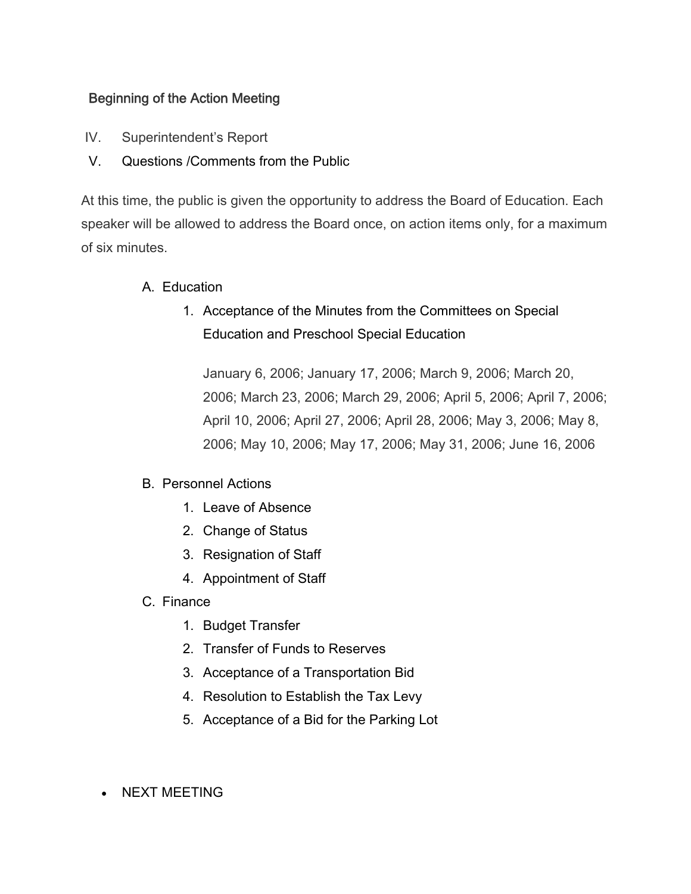Beginning of the Action Meeting

IV. Superintendent's Report

V. Questions /Comments from the Public

At this time, the public is given the opportunity to address the Board of Education. Each speaker will be allowed to address the Board once, on action items only, for a maximum of six minutes.

A. Education
   1. Acceptance of the Minutes from the Committees on Special Education and Preschool Special Education

      January 6, 2006; January 17, 2006; March 9, 2006; March 20, 2006; March 23, 2006; March 29, 2006; April 5, 2006; April 7, 2006; April 10, 2006; April 27, 2006; April 28, 2006; May 3, 2006; May 8, 2006; May 10, 2006; May 17, 2006; May 31, 2006; June 16, 2006

B. Personnel Actions
   1. Leave of Absence
   2. Change of Status
   3. Resignation of Staff
   4. Appointment of Staff

C. Finance
   1. Budget Transfer
   2. Transfer of Funds to Reserves
   3. Acceptance of a Transportation Bid
   4. Resolution to Establish the Tax Levy
   5. Acceptance of a Bid for the Parking Lot

- NEXT MEETING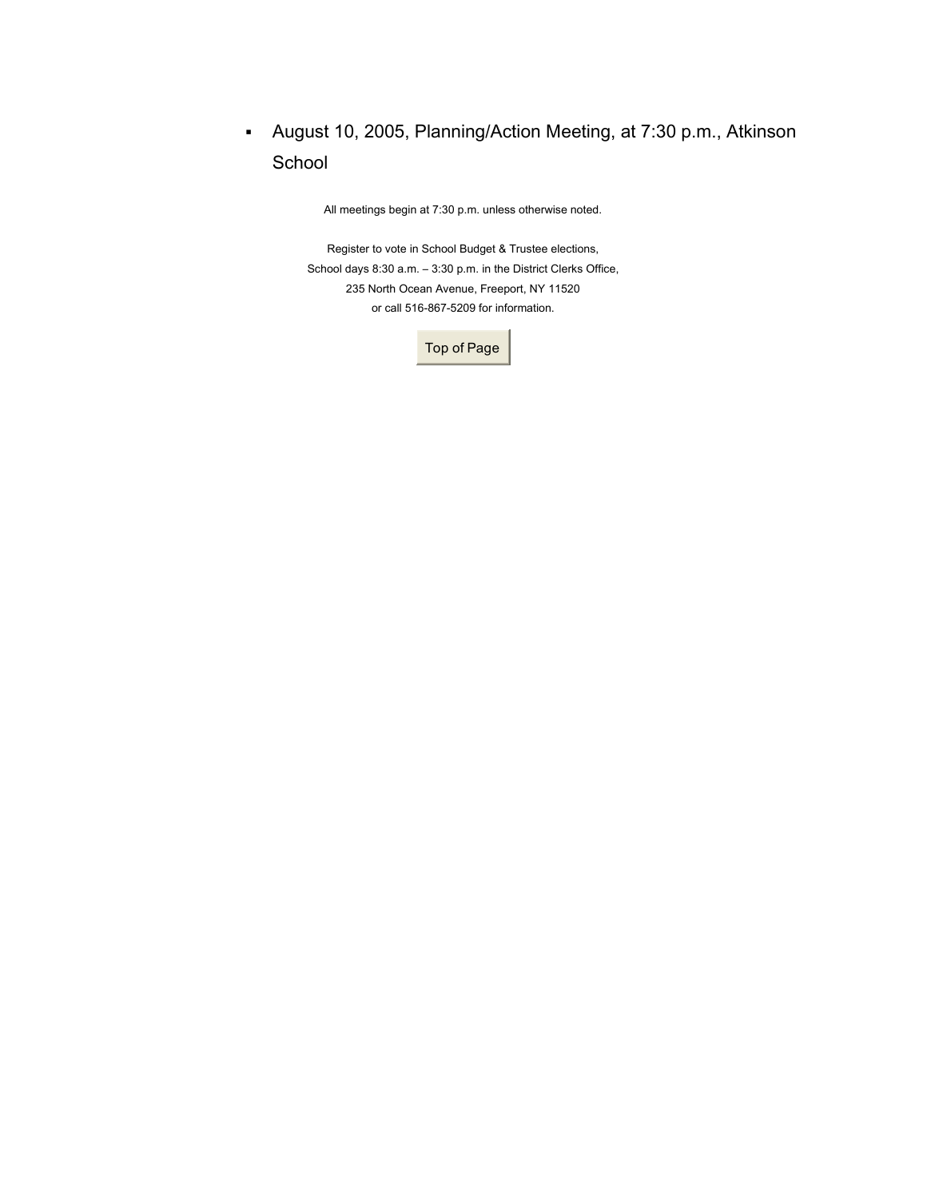- August 10, 2005, Planning/Action Meeting, at 7:30 p.m., Atkinson School

All meetings begin at 7:30 p.m. unless otherwise noted.

Register to vote in School Budget & Trustee elections,
School days 8:30 a.m. – 3:30 p.m. in the District Clerks Office,
235 North Ocean Avenue, Freeport, NY 11520
or call 516-867-5209 for information.

Top of Page